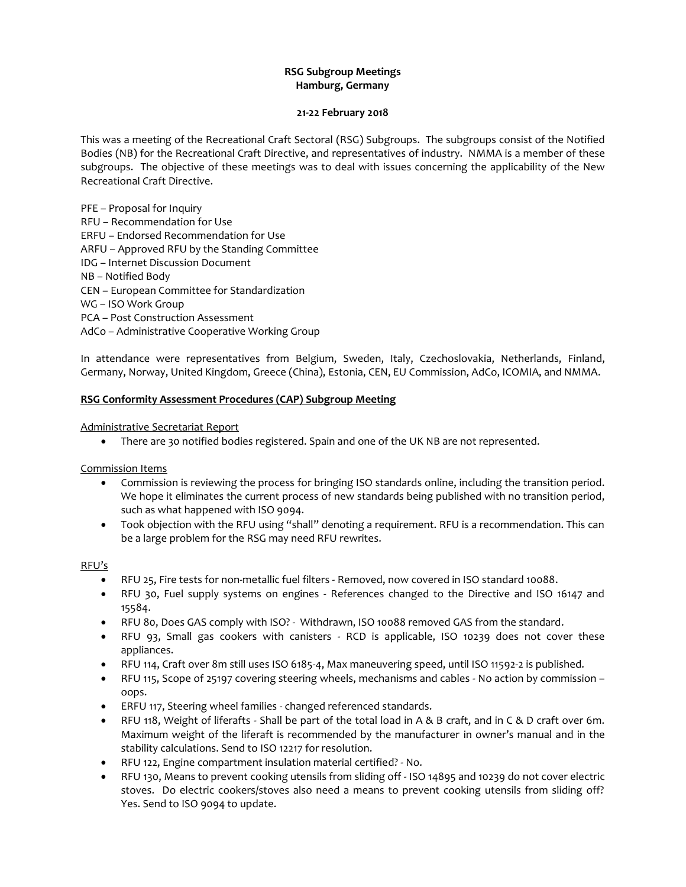**RSG Subgroup Meetings**
**Hamburg, Germany**

**21-22 February 2018**

This was a meeting of the Recreational Craft Sectoral (RSG) Subgroups. The subgroups consist of the Notified Bodies (NB) for the Recreational Craft Directive, and representatives of industry. NMMA is a member of these subgroups. The objective of these meetings was to deal with issues concerning the applicability of the New Recreational Craft Directive.

PFE – Proposal for Inquiry
RFU – Recommendation for Use
ERFU – Endorsed Recommendation for Use
ARFU – Approved RFU by the Standing Committee
IDG – Internet Discussion Document
NB – Notified Body
CEN – European Committee for Standardization
WG – ISO Work Group
PCA – Post Construction Assessment
AdCo – Administrative Cooperative Working Group

In attendance were representatives from Belgium, Sweden, Italy, Czechoslovakia, Netherlands, Finland, Germany, Norway, United Kingdom, Greece (China), Estonia, CEN, EU Commission, AdCo, ICOMIA, and NMMA.

## RSG Conformity Assessment Procedures (CAP) Subgroup Meeting

### Administrative Secretariat Report

- There are 30 notified bodies registered. Spain and one of the UK NB are not represented.

### Commission Items

- Commission is reviewing the process for bringing ISO standards online, including the transition period. We hope it eliminates the current process of new standards being published with no transition period, such as what happened with ISO 9094.
- Took objection with the RFU using "shall" denoting a requirement. RFU is a recommendation. This can be a large problem for the RSG may need RFU rewrites.

### RFU's

- RFU 25, Fire tests for non-metallic fuel filters - Removed, now covered in ISO standard 10088.
- RFU 30, Fuel supply systems on engines - References changed to the Directive and ISO 16147 and 15584.
- RFU 80, Does GAS comply with ISO? - Withdrawn, ISO 10088 removed GAS from the standard.
- RFU 93, Small gas cookers with canisters - RCD is applicable, ISO 10239 does not cover these appliances.
- RFU 114, Craft over 8m still uses ISO 6185-4, Max maneuvering speed, until ISO 11592-2 is published.
- RFU 115, Scope of 25197 covering steering wheels, mechanisms and cables - No action by commission – oops.
- ERFU 117, Steering wheel families - changed referenced standards.
- RFU 118, Weight of liferafts - Shall be part of the total load in A & B craft, and in C & D craft over 6m. Maximum weight of the liferaft is recommended by the manufacturer in owner's manual and in the stability calculations. Send to ISO 12217 for resolution.
- RFU 122, Engine compartment insulation material certified? - No.
- RFU 130, Means to prevent cooking utensils from sliding off - ISO 14895 and 10239 do not cover electric stoves. Do electric cookers/stoves also need a means to prevent cooking utensils from sliding off? Yes. Send to ISO 9094 to update.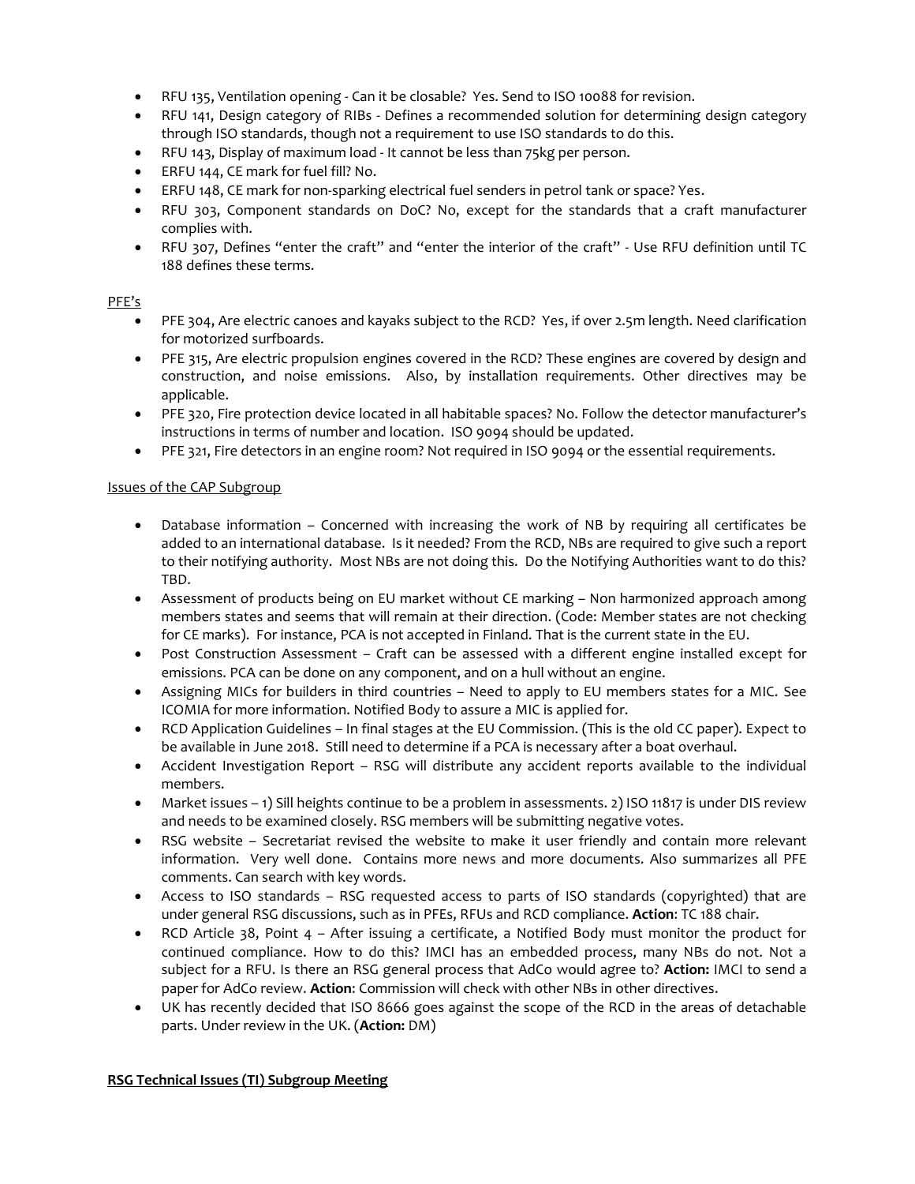- RFU 135, Ventilation opening - Can it be closable? Yes. Send to ISO 10088 for revision.
- RFU 141, Design category of RIBs - Defines a recommended solution for determining design category through ISO standards, though not a requirement to use ISO standards to do this.
- RFU 143, Display of maximum load - It cannot be less than 75kg per person.
- ERFU 144, CE mark for fuel fill? No.
- ERFU 148, CE mark for non-sparking electrical fuel senders in petrol tank or space? Yes.
- RFU 303, Component standards on DoC? No, except for the standards that a craft manufacturer complies with.
- RFU 307, Defines "enter the craft" and "enter the interior of the craft" - Use RFU definition until TC 188 defines these terms.

PFE's

- PFE 304, Are electric canoes and kayaks subject to the RCD? Yes, if over 2.5m length. Need clarification for motorized surfboards.
- PFE 315, Are electric propulsion engines covered in the RCD? These engines are covered by design and construction, and noise emissions. Also, by installation requirements. Other directives may be applicable.
- PFE 320, Fire protection device located in all habitable spaces? No. Follow the detector manufacturer's instructions in terms of number and location. ISO 9094 should be updated.
- PFE 321, Fire detectors in an engine room? Not required in ISO 9094 or the essential requirements.

Issues of the CAP Subgroup

- Database information – Concerned with increasing the work of NB by requiring all certificates be added to an international database. Is it needed? From the RCD, NBs are required to give such a report to their notifying authority. Most NBs are not doing this. Do the Notifying Authorities want to do this? TBD.
- Assessment of products being on EU market without CE marking – Non harmonized approach among members states and seems that will remain at their direction. (Code: Member states are not checking for CE marks). For instance, PCA is not accepted in Finland. That is the current state in the EU.
- Post Construction Assessment – Craft can be assessed with a different engine installed except for emissions. PCA can be done on any component, and on a hull without an engine.
- Assigning MICs for builders in third countries – Need to apply to EU members states for a MIC. See ICOMIA for more information. Notified Body to assure a MIC is applied for.
- RCD Application Guidelines – In final stages at the EU Commission. (This is the old CC paper). Expect to be available in June 2018. Still need to determine if a PCA is necessary after a boat overhaul.
- Accident Investigation Report – RSG will distribute any accident reports available to the individual members.
- Market issues – 1) Sill heights continue to be a problem in assessments. 2) ISO 11817 is under DIS review and needs to be examined closely. RSG members will be submitting negative votes.
- RSG website – Secretariat revised the website to make it user friendly and contain more relevant information. Very well done. Contains more news and more documents. Also summarizes all PFE comments. Can search with key words.
- Access to ISO standards – RSG requested access to parts of ISO standards (copyrighted) that are under general RSG discussions, such as in PFEs, RFUs and RCD compliance. **Action**: TC 188 chair.
- RCD Article 38, Point 4 – After issuing a certificate, a Notified Body must monitor the product for continued compliance. How to do this? IMCI has an embedded process, many NBs do not. Not a subject for a RFU. Is there an RSG general process that AdCo would agree to? **Action:** IMCI to send a paper for AdCo review. **Action**: Commission will check with other NBs in other directives.
- UK has recently decided that ISO 8666 goes against the scope of the RCD in the areas of detachable parts. Under review in the UK. (**Action:** DM)

**RSG Technical Issues (TI) Subgroup Meeting**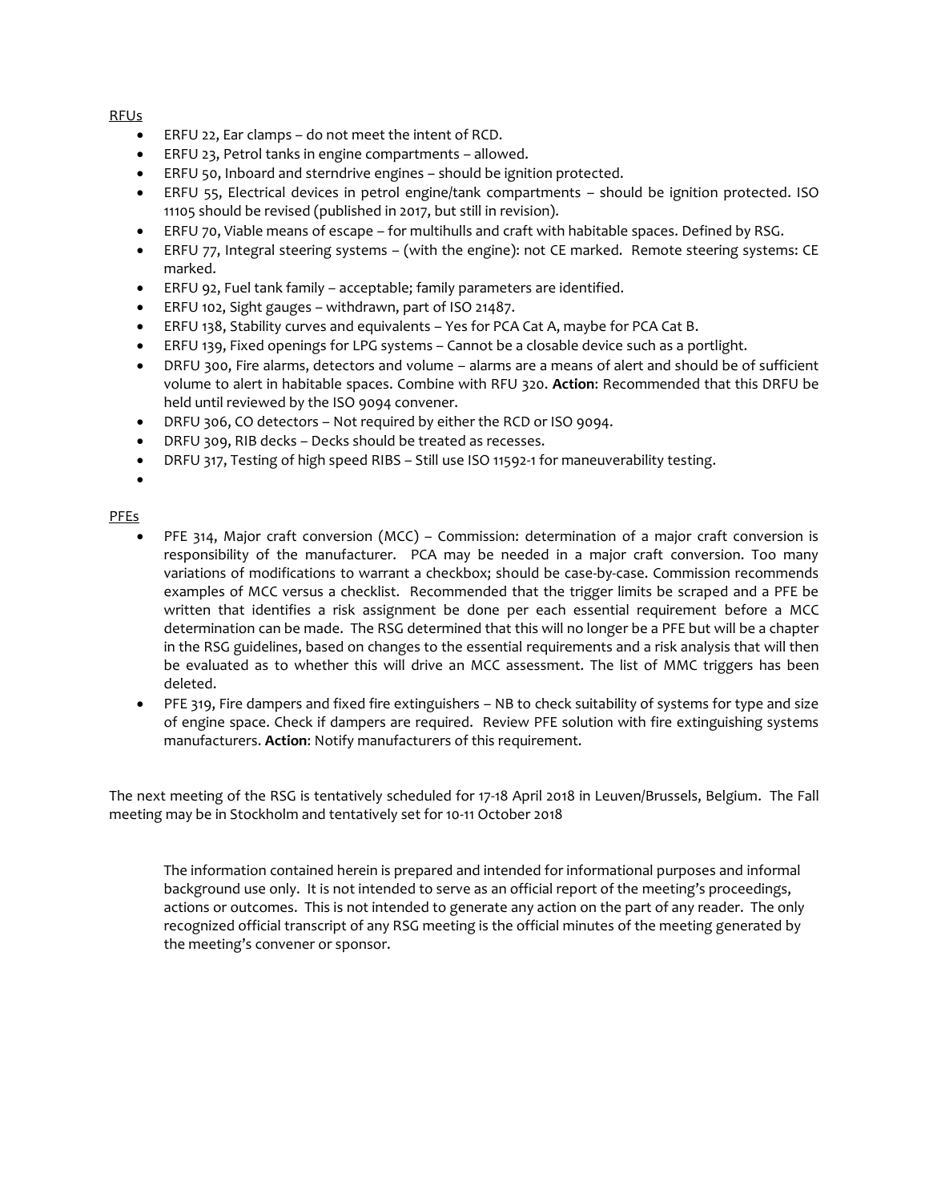RFUs

- ERFU 22, Ear clamps – do not meet the intent of RCD.
- ERFU 23, Petrol tanks in engine compartments – allowed.
- ERFU 50, Inboard and sterndrive engines – should be ignition protected.
- ERFU 55, Electrical devices in petrol engine/tank compartments – should be ignition protected. ISO 11105 should be revised (published in 2017, but still in revision).
- ERFU 70, Viable means of escape – for multihulls and craft with habitable spaces. Defined by RSG.
- ERFU 77, Integral steering systems – (with the engine): not CE marked. Remote steering systems: CE marked.
- ERFU 92, Fuel tank family – acceptable; family parameters are identified.
- ERFU 102, Sight gauges – withdrawn, part of ISO 21487.
- ERFU 138, Stability curves and equivalents – Yes for PCA Cat A, maybe for PCA Cat B.
- ERFU 139, Fixed openings for LPG systems – Cannot be a closable device such as a portlight.
- DRFU 300, Fire alarms, detectors and volume – alarms are a means of alert and should be of sufficient volume to alert in habitable spaces. Combine with RFU 320. **Action**: Recommended that this DRFU be held until reviewed by the ISO 9094 convener.
- DRFU 306, CO detectors – Not required by either the RCD or ISO 9094.
- DRFU 309, RIB decks – Decks should be treated as recesses.
- DRFU 317, Testing of high speed RIBS – Still use ISO 11592-1 for maneuverability testing.
- 

PFEs

- PFE 314, Major craft conversion (MCC) – Commission: determination of a major craft conversion is responsibility of the manufacturer. PCA may be needed in a major craft conversion. Too many variations of modifications to warrant a checkbox; should be case-by-case. Commission recommends examples of MCC versus a checklist. Recommended that the trigger limits be scraped and a PFE be written that identifies a risk assignment be done per each essential requirement before a MCC determination can be made. The RSG determined that this will no longer be a PFE but will be a chapter in the RSG guidelines, based on changes to the essential requirements and a risk analysis that will then be evaluated as to whether this will drive an MCC assessment. The list of MMC triggers has been deleted.
- PFE 319, Fire dampers and fixed fire extinguishers – NB to check suitability of systems for type and size of engine space. Check if dampers are required. Review PFE solution with fire extinguishing systems manufacturers. **Action**: Notify manufacturers of this requirement.

The next meeting of the RSG is tentatively scheduled for 17-18 April 2018 in Leuven/Brussels, Belgium. The Fall meeting may be in Stockholm and tentatively set for 10-11 October 2018

The information contained herein is prepared and intended for informational purposes and informal background use only. It is not intended to serve as an official report of the meeting's proceedings, actions or outcomes. This is not intended to generate any action on the part of any reader. The only recognized official transcript of any RSG meeting is the official minutes of the meeting generated by the meeting's convener or sponsor.